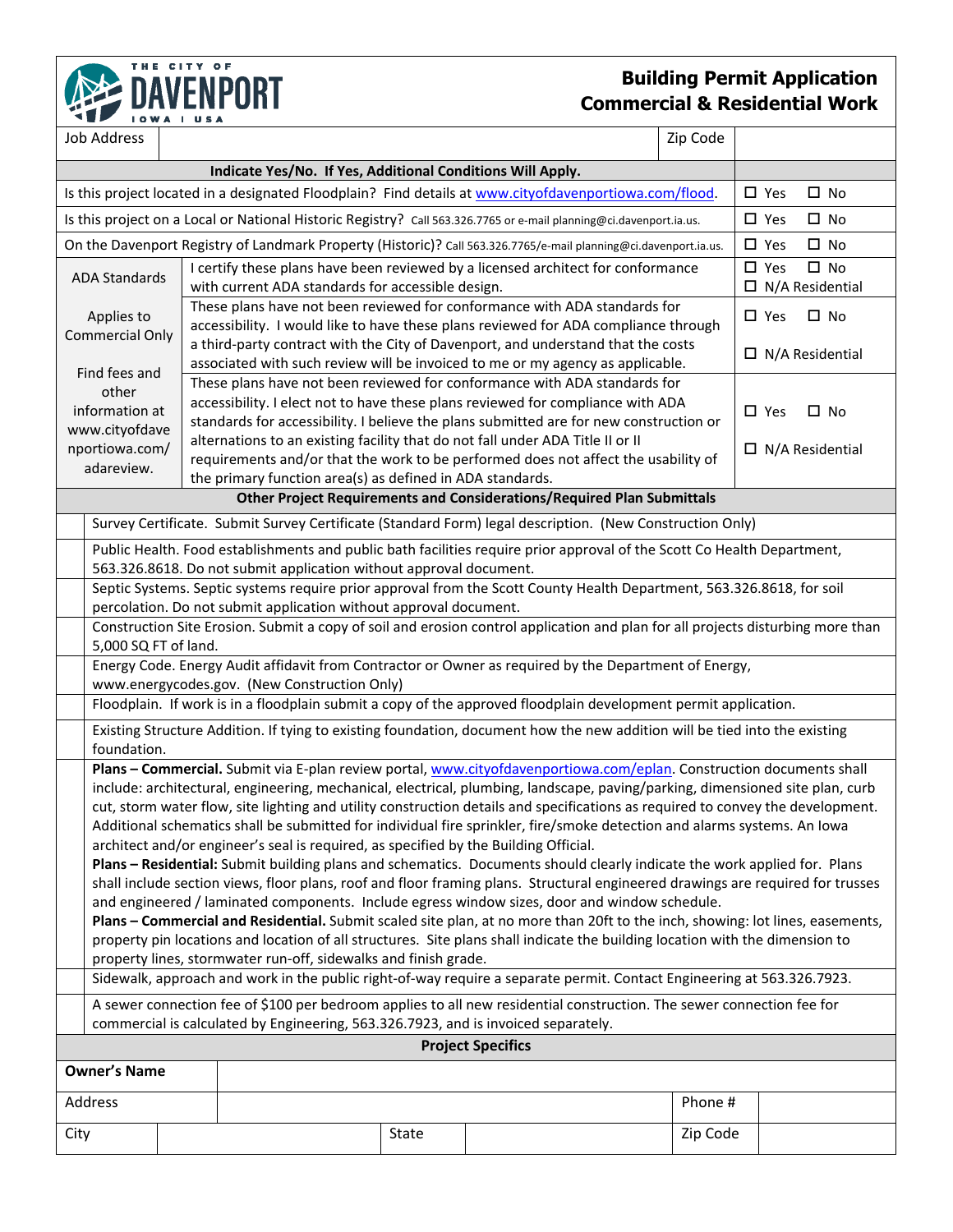# THE CITY OF DAVENPORT IOWA | USA

## Building Permit Application
## Commercial & Residential Work

| Job Address | | Zip Code | |
|---|---|---|---|

| **Indicate Yes/No. If Yes, Additional Conditions Will Apply.** | |
|---|---|
| Is this project located in a designated Floodplain? Find details at www.cityofdavenportiowa.com/flood. | ☐ Yes ☐ No |
| Is this project on a Local or National Historic Registry? Call 563.326.7765 or e-mail planning@ci.davenport.ia.us. | ☐ Yes ☐ No |
| On the Davenport Registry of Landmark Property (Historic)? Call 563.326.7765/e-mail planning@ci.davenport.ia.us. | ☐ Yes ☐ No |

| ADA Standards<br><br>Applies to Commercial Only<br><br>Find fees and other information at www.cityofdavenportiowa.com/adareview. | | |
|---|---|---|
| | I certify these plans have been reviewed by a licensed architect for conformance with current ADA standards for accessible design. | ☐ Yes ☐ No<br>☐ N/A Residential |
| | These plans have not been reviewed for conformance with ADA standards for accessibility. I would like to have these plans reviewed for ADA compliance through a third-party contract with the City of Davenport, and understand that the costs associated with such review will be invoiced to me or my agency as applicable. | ☐ Yes ☐ No<br>☐ N/A Residential |
| | These plans have not been reviewed for conformance with ADA standards for accessibility. I elect not to have these plans reviewed for compliance with ADA standards for accessibility. I believe the plans submitted are for new construction or alternations to an existing facility that do not fall under ADA Title II or II requirements and/or that the work to be performed does not affect the usability of the primary function area(s) as defined in ADA standards. | ☐ Yes ☐ No<br>☐ N/A Residential |

| | **Other Project Requirements and Considerations/Required Plan Submittals** |
|---|---|
| | Survey Certificate. Submit Survey Certificate (Standard Form) legal description. (New Construction Only) |
| | Public Health. Food establishments and public bath facilities require prior approval of the Scott Co Health Department, 563.326.8618. Do not submit application without approval document. |
| | Septic Systems. Septic systems require prior approval from the Scott County Health Department, 563.326.8618, for soil percolation. Do not submit application without approval document. |
| | Construction Site Erosion. Submit a copy of soil and erosion control application and plan for all projects disturbing more than 5,000 SQ FT of land. |
| | Energy Code. Energy Audit affidavit from Contractor or Owner as required by the Department of Energy, www.energycodes.gov. (New Construction Only) |
| | Floodplain. If work is in a floodplain submit a copy of the approved floodplain development permit application. |
| | Existing Structure Addition. If tying to existing foundation, document how the new addition will be tied into the existing foundation. |
| | **Plans – Commercial.** Submit via E-plan review portal, www.cityofdavenportiowa.com/eplan. Construction documents shall include: architectural, engineering, mechanical, electrical, plumbing, landscape, paving/parking, dimensioned site plan, curb cut, storm water flow, site lighting and utility construction details and specifications as required to convey the development. Additional schematics shall be submitted for individual fire sprinkler, fire/smoke detection and alarms systems. An Iowa architect and/or engineer's seal is required, as specified by the Building Official.<br>**Plans – Residential:** Submit building plans and schematics. Documents should clearly indicate the work applied for. Plans shall include section views, floor plans, roof and floor framing plans. Structural engineered drawings are required for trusses and engineered / laminated components. Include egress window sizes, door and window schedule.<br>**Plans – Commercial and Residential.** Submit scaled site plan, at no more than 20ft to the inch, showing: lot lines, easements, property pin locations and location of all structures. Site plans shall indicate the building location with the dimension to property lines, stormwater run-off, sidewalks and finish grade. |
| | Sidewalk, approach and work in the public right-of-way require a separate permit. Contact Engineering at 563.326.7923. |
| | A sewer connection fee of $100 per bedroom applies to all new residential construction. The sewer connection fee for commercial is calculated by Engineering, 563.326.7923, and is invoiced separately. |

| **Project Specifics** | | | | | |
|---|---|---|---|---|---|
| **Owner's Name** | | | | | |
| Address | | | | Phone # | |
| City | | State | | Zip Code | |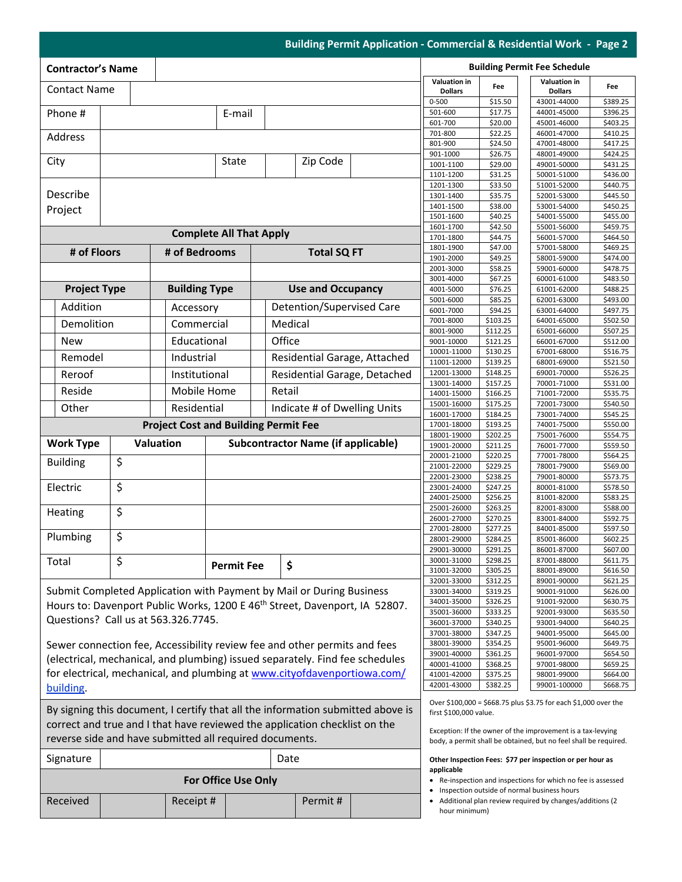## Building Permit Application - Commercial & Residential Work - Page 2

| | | | |
|---|---|---|---|
| **Contractor's Name** | | | |
| Contact Name | | | |
| Phone # | | E-mail | |
| Address | | | |
| City | | State | |
| Zip Code | | | |
| Describe Project | | | |

**Complete All That Apply**

| # of Floors | # of Bedrooms | Total SQ FT |
|---|---|---|
| | | |

| Project Type | Building Type | Use and Occupancy |
|---|---|---|
| Addition | Accessory | Detention/Supervised Care |
| Demolition | Commercial | Medical |
| New | Educational | Office |
| Remodel | Industrial | Residential Garage, Attached |
| Reroof | Institutional | Residential Garage, Detached |
| Reside | Mobile Home | Retail |
| Other | Residential | Indicate # of Dwelling Units |

**Project Cost and Building Permit Fee**

| Work Type | Valuation | Subcontractor Name (if applicable) |
|---|---|---|
| Building | $ | |
| Electric | $ | |
| Heating | $ | |
| Plumbing | $ | |
| Total | $ | **Permit Fee** $ |

Submit Completed Application with Payment by Mail or During Business Hours to: Davenport Public Works, 1200 E 46th Street, Davenport, IA 52807. Questions? Call us at 563.326.7745.

Sewer connection fee, Accessibility review fee and other permits and fees (electrical, mechanical, and plumbing) issued separately. Find fee schedules for electrical, mechanical, and plumbing at www.cityofdavenportiowa.com/building.

By signing this document, I certify that all the information submitted above is correct and true and I that have reviewed the application checklist on the reverse side and have submitted all required documents.

| | | | |
|---|---|---|---|
| Signature | | Date | |

**For Office Use Only**

| | | | | | |
|---|---|---|---|---|---|
| Received | | Receipt # | | Permit # | |

### Building Permit Fee Schedule

| Valuation in Dollars | Fee | Valuation in Dollars | Fee |
|---|---|---|---|
| 0-500 | $15.50 | 43001-44000 | $389.25 |
| 501-600 | $17.75 | 44001-45000 | $396.25 |
| 601-700 | $20.00 | 45001-46000 | $403.25 |
| 701-800 | $22.25 | 46001-47000 | $410.25 |
| 801-900 | $24.50 | 47001-48000 | $417.25 |
| 901-1000 | $26.75 | 48001-49000 | $424.25 |
| 1001-1100 | $29.00 | 49001-50000 | $431.25 |
| 1101-1200 | $31.25 | 50001-51000 | $436.00 |
| 1201-1300 | $33.50 | 51001-52000 | $440.75 |
| 1301-1400 | $35.75 | 52001-53000 | $445.50 |
| 1401-1500 | $38.00 | 53001-54000 | $450.25 |
| 1501-1600 | $40.25 | 54001-55000 | $455.00 |
| 1601-1700 | $42.50 | 55001-56000 | $459.75 |
| 1701-1800 | $44.75 | 56001-57000 | $464.50 |
| 1801-1900 | $47.00 | 57001-58000 | $469.25 |
| 1901-2000 | $49.25 | 58001-59000 | $474.00 |
| 2001-3000 | $58.25 | 59001-60000 | $478.75 |
| 3001-4000 | $67.25 | 60001-61000 | $483.50 |
| 4001-5000 | $76.25 | 61001-62000 | $488.25 |
| 5001-6000 | $85.25 | 62001-63000 | $493.00 |
| 6001-7000 | $94.25 | 63001-64000 | $497.75 |
| 7001-8000 | $103.25 | 64001-65000 | $502.50 |
| 8001-9000 | $112.25 | 65001-66000 | $507.25 |
| 9001-10000 | $121.25 | 66001-67000 | $512.00 |
| 10001-11000 | $130.25 | 67001-68000 | $516.75 |
| 11001-12000 | $139.25 | 68001-69000 | $521.50 |
| 12001-13000 | $148.25 | 69001-70000 | $526.25 |
| 13001-14000 | $157.25 | 70001-71000 | $531.00 |
| 14001-15000 | $166.25 | 71001-72000 | $535.75 |
| 15001-16000 | $175.25 | 72001-73000 | $540.50 |
| 16001-17000 | $184.25 | 73001-74000 | $545.25 |
| 17001-18000 | $193.25 | 74001-75000 | $550.00 |
| 18001-19000 | $202.25 | 75001-76000 | $554.75 |
| 19001-20000 | $211.25 | 76001-77000 | $559.50 |
| 20001-21000 | $220.25 | 77001-78000 | $564.25 |
| 21001-22000 | $229.25 | 78001-79000 | $569.00 |
| 22001-23000 | $238.25 | 79001-80000 | $573.75 |
| 23001-24000 | $247.25 | 80001-81000 | $578.50 |
| 24001-25000 | $256.25 | 81001-82000 | $583.25 |
| 25001-26000 | $263.25 | 82001-83000 | $588.00 |
| 26001-27000 | $270.25 | 83001-84000 | $592.75 |
| 27001-28000 | $277.25 | 84001-85000 | $597.50 |
| 28001-29000 | $284.25 | 85001-86000 | $602.25 |
| 29001-30000 | $291.25 | 86001-87000 | $607.00 |
| 30001-31000 | $298.25 | 87001-88000 | $611.75 |
| 31001-32000 | $305.25 | 88001-89000 | $616.50 |
| 32001-33000 | $312.25 | 89001-90000 | $621.25 |
| 33001-34000 | $319.25 | 90001-91000 | $626.00 |
| 34001-35000 | $326.25 | 91001-92000 | $630.75 |
| 35001-36000 | $333.25 | 92001-93000 | $635.50 |
| 36001-37000 | $340.25 | 93001-94000 | $640.25 |
| 37001-38000 | $347.25 | 94001-95000 | $645.00 |
| 38001-39000 | $354.25 | 95001-96000 | $649.75 |
| 39001-40000 | $361.25 | 96001-97000 | $654.50 |
| 40001-41000 | $368.25 | 97001-98000 | $659.25 |
| 41001-42000 | $375.25 | 98001-99000 | $664.00 |
| 42001-43000 | $382.25 | 99001-100000 | $668.75 |

Over $100,000 = $668.75 plus $3.75 for each $1,000 over the first $100,000 value.

Exception: If the owner of the improvement is a tax-levying body, a permit shall be obtained, but no feel shall be required.

**Other Inspection Fees: $77 per inspection or per hour as applicable**

- Re-inspection and inspections for which no fee is assessed
- Inspection outside of normal business hours
- Additional plan review required by changes/additions (2 hour minimum)